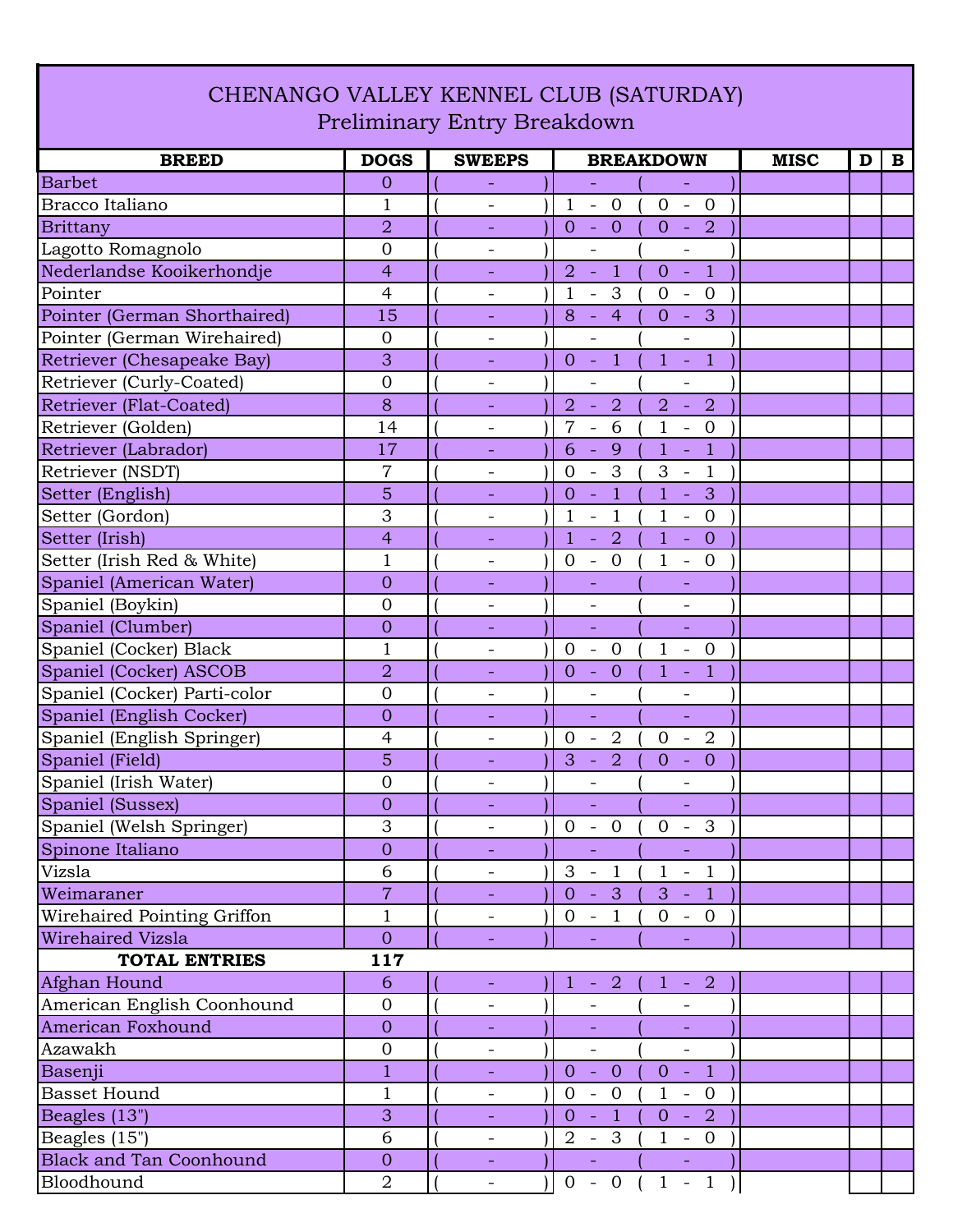# CHENANGO VALLEY KENNEL CLUB (SATURDAY)
## Preliminary Entry Breakdown

| BREED | DOGS | SWEEPS | BREAKDOWN | MISC | D | B |
|---|---|---|---|---|---|---|
| Barbet | 0 | ( - ) | - ( - ) | | | |
| Bracco Italiano | 1 | ( - ) | 1 - 0 ( 0 - 0 ) | | | |
| Brittany | 2 | ( - ) | 0 - 0 ( 0 - 2 ) | | | |
| Lagotto Romagnolo | 0 | ( - ) | - ( - ) | | | |
| Nederlandse Kooikerhondje | 4 | ( - ) | 2 - 1 ( 0 - 1 ) | | | |
| Pointer | 4 | ( - ) | 1 - 3 ( 0 - 0 ) | | | |
| Pointer (German Shorthaired) | 15 | ( - ) | 8 - 4 ( 0 - 3 ) | | | |
| Pointer (German Wirehaired) | 0 | ( - ) | - ( - ) | | | |
| Retriever (Chesapeake Bay) | 3 | ( - ) | 0 - 1 ( 1 - 1 ) | | | |
| Retriever (Curly-Coated) | 0 | ( - ) | - ( - ) | | | |
| Retriever (Flat-Coated) | 8 | ( - ) | 2 - 2 ( 2 - 2 ) | | | |
| Retriever (Golden) | 14 | ( - ) | 7 - 6 ( 1 - 0 ) | | | |
| Retriever (Labrador) | 17 | ( - ) | 6 - 9 ( 1 - 1 ) | | | |
| Retriever (NSDT) | 7 | ( - ) | 0 - 3 ( 3 - 1 ) | | | |
| Setter (English) | 5 | ( - ) | 0 - 1 ( 1 - 3 ) | | | |
| Setter (Gordon) | 3 | ( - ) | 1 - 1 ( 1 - 0 ) | | | |
| Setter (Irish) | 4 | ( - ) | 1 - 2 ( 1 - 0 ) | | | |
| Setter (Irish Red & White) | 1 | ( - ) | 0 - 0 ( 1 - 0 ) | | | |
| Spaniel (American Water) | 0 | ( - ) | - ( - ) | | | |
| Spaniel (Boykin) | 0 | ( - ) | - ( - ) | | | |
| Spaniel (Clumber) | 0 | ( - ) | - ( - ) | | | |
| Spaniel (Cocker) Black | 1 | ( - ) | 0 - 0 ( 1 - 0 ) | | | |
| Spaniel (Cocker) ASCOB | 2 | ( - ) | 0 - 0 ( 1 - 1 ) | | | |
| Spaniel (Cocker) Parti-color | 0 | ( - ) | - ( - ) | | | |
| Spaniel (English Cocker) | 0 | ( - ) | - ( - ) | | | |
| Spaniel (English Springer) | 4 | ( - ) | 0 - 2 ( 0 - 2 ) | | | |
| Spaniel (Field) | 5 | ( - ) | 3 - 2 ( 0 - 0 ) | | | |
| Spaniel (Irish Water) | 0 | ( - ) | - ( - ) | | | |
| Spaniel (Sussex) | 0 | ( - ) | - ( - ) | | | |
| Spaniel (Welsh Springer) | 3 | ( - ) | 0 - 0 ( 0 - 3 ) | | | |
| Spinone Italiano | 0 | ( - ) | - ( - ) | | | |
| Vizsla | 6 | ( - ) | 3 - 1 ( 1 - 1 ) | | | |
| Weimaraner | 7 | ( - ) | 0 - 3 ( 3 - 1 ) | | | |
| Wirehaired Pointing Griffon | 1 | ( - ) | 0 - 1 ( 0 - 0 ) | | | |
| Wirehaired Vizsla | 0 | ( - ) | - ( - ) | | | |
| **TOTAL ENTRIES** | **117** | | | | | |
| Afghan Hound | 6 | ( - ) | 1 - 2 ( 1 - 2 ) | | | |
| American English Coonhound | 0 | ( - ) | - ( - ) | | | |
| American Foxhound | 0 | ( - ) | - ( - ) | | | |
| Azawakh | 0 | ( - ) | - ( - ) | | | |
| Basenji | 1 | ( - ) | 0 - 0 ( 0 - 1 ) | | | |
| Basset Hound | 1 | ( - ) | 0 - 0 ( 1 - 0 ) | | | |
| Beagles (13") | 3 | ( - ) | 0 - 1 ( 0 - 2 ) | | | |
| Beagles (15") | 6 | ( - ) | 2 - 3 ( 1 - 0 ) | | | |
| Black and Tan Coonhound | 0 | ( - ) | - ( - ) | | | |
| Bloodhound | 2 | ( - ) | 0 - 0 ( 1 - 1 ) | | | |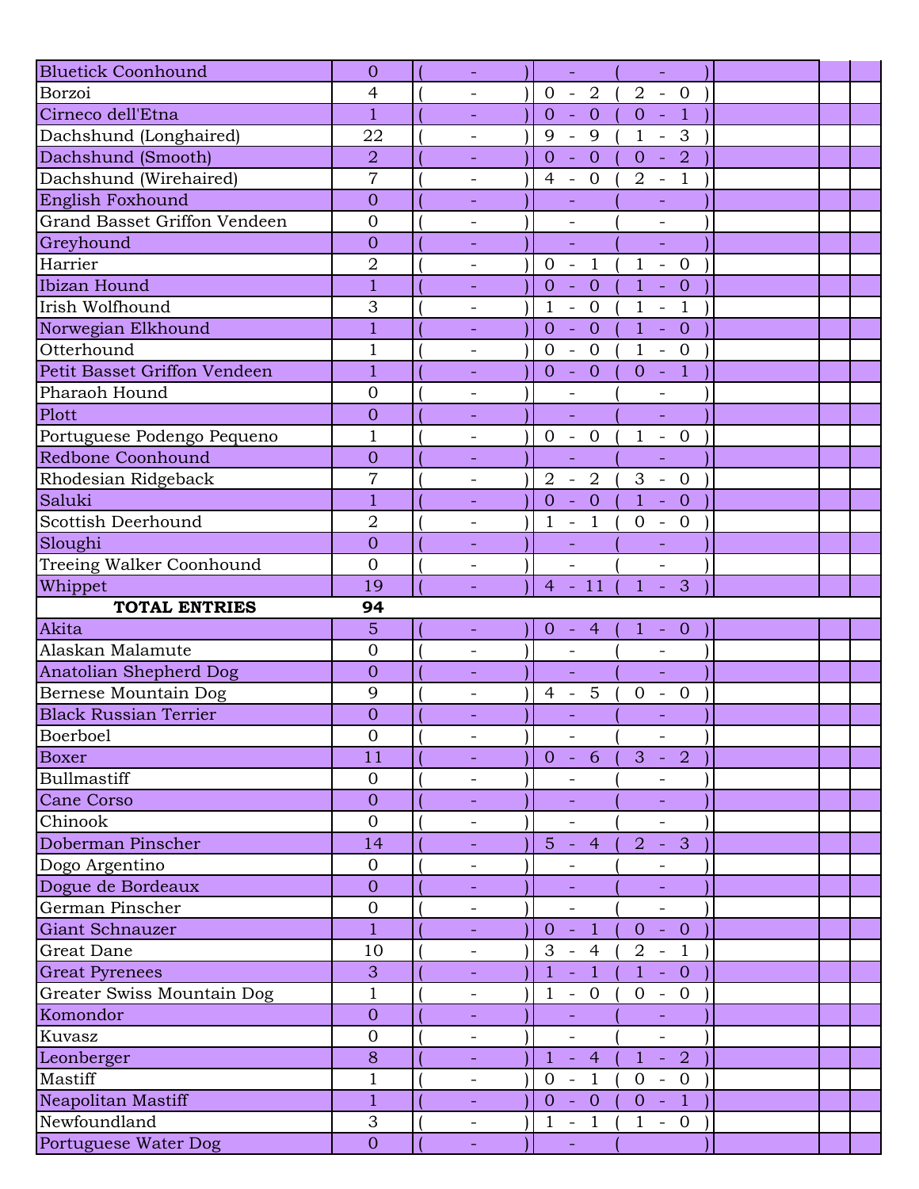| Breed | Entries | ( - ) | Count |  |  |
|---|---|---|---|---|---|
| Bluetick Coonhound | 0 | ( - ) | - ( - ) |  |  |
| Borzoi | 4 | ( - ) | 0 - 2 ( 2 - 0 ) |  |  |
| Cirneco dell'Etna | 1 | ( - ) | 0 - 0 ( 0 - 1 ) |  |  |
| Dachshund (Longhaired) | 22 | ( - ) | 9 - 9 ( 1 - 3 ) |  |  |
| Dachshund (Smooth) | 2 | ( - ) | 0 - 0 ( 0 - 2 ) |  |  |
| Dachshund (Wirehaired) | 7 | ( - ) | 4 - 0 ( 2 - 1 ) |  |  |
| English Foxhound | 0 | ( - ) | - ( - ) |  |  |
| Grand Basset Griffon Vendeen | 0 | ( - ) | - ( - ) |  |  |
| Greyhound | 0 | ( - ) | - ( - ) |  |  |
| Harrier | 2 | ( - ) | 0 - 1 ( 1 - 0 ) |  |  |
| Ibizan Hound | 1 | ( - ) | 0 - 0 ( 1 - 0 ) |  |  |
| Irish Wolfhound | 3 | ( - ) | 1 - 0 ( 1 - 1 ) |  |  |
| Norwegian Elkhound | 1 | ( - ) | 0 - 0 ( 1 - 0 ) |  |  |
| Otterhound | 1 | ( - ) | 0 - 0 ( 1 - 0 ) |  |  |
| Petit Basset Griffon Vendeen | 1 | ( - ) | 0 - 0 ( 0 - 1 ) |  |  |
| Pharaoh Hound | 0 | ( - ) | - ( - ) |  |  |
| Plott | 0 | ( - ) | - ( - ) |  |  |
| Portuguese Podengo Pequeno | 1 | ( - ) | 0 - 0 ( 1 - 0 ) |  |  |
| Redbone Coonhound | 0 | ( - ) | - ( - ) |  |  |
| Rhodesian Ridgeback | 7 | ( - ) | 2 - 2 ( 3 - 0 ) |  |  |
| Saluki | 1 | ( - ) | 0 - 0 ( 1 - 0 ) |  |  |
| Scottish Deerhound | 2 | ( - ) | 1 - 1 ( 0 - 0 ) |  |  |
| Sloughi | 0 | ( - ) | - ( - ) |  |  |
| Treeing Walker Coonhound | 0 | ( - ) | - ( - ) |  |  |
| Whippet | 19 | ( - ) | 4 - 11 ( 1 - 3 ) |  |  |
| **TOTAL ENTRIES** | **94** |  |  |  |  |
| Akita | 5 | ( - ) | 0 - 4 ( 1 - 0 ) |  |  |
| Alaskan Malamute | 0 | ( - ) | - ( - ) |  |  |
| Anatolian Shepherd Dog | 0 | ( - ) | - ( - ) |  |  |
| Bernese Mountain Dog | 9 | ( - ) | 4 - 5 ( 0 - 0 ) |  |  |
| Black Russian Terrier | 0 | ( - ) | - ( - ) |  |  |
| Boerboel | 0 | ( - ) | - ( - ) |  |  |
| Boxer | 11 | ( - ) | 0 - 6 ( 3 - 2 ) |  |  |
| Bullmastiff | 0 | ( - ) | - ( - ) |  |  |
| Cane Corso | 0 | ( - ) | - ( - ) |  |  |
| Chinook | 0 | ( - ) | - ( - ) |  |  |
| Doberman Pinscher | 14 | ( - ) | 5 - 4 ( 2 - 3 ) |  |  |
| Dogo Argentino | 0 | ( - ) | - ( - ) |  |  |
| Dogue de Bordeaux | 0 | ( - ) | - ( - ) |  |  |
| German Pinscher | 0 | ( - ) | - ( - ) |  |  |
| Giant Schnauzer | 1 | ( - ) | 0 - 1 ( 0 - 0 ) |  |  |
| Great Dane | 10 | ( - ) | 3 - 4 ( 2 - 1 ) |  |  |
| Great Pyrenees | 3 | ( - ) | 1 - 1 ( 1 - 0 ) |  |  |
| Greater Swiss Mountain Dog | 1 | ( - ) | 1 - 0 ( 0 - 0 ) |  |  |
| Komondor | 0 | ( - ) | - ( - ) |  |  |
| Kuvasz | 0 | ( - ) | - ( - ) |  |  |
| Leonberger | 8 | ( - ) | 1 - 4 ( 1 - 2 ) |  |  |
| Mastiff | 1 | ( - ) | 0 - 1 ( 0 - 0 ) |  |  |
| Neapolitan Mastiff | 1 | ( - ) | 0 - 0 ( 0 - 1 ) |  |  |
| Newfoundland | 3 | ( - ) | 1 - 1 ( 1 - 0 ) |  |  |
| Portuguese Water Dog | 0 | ( - ) | - ( ) |  |  |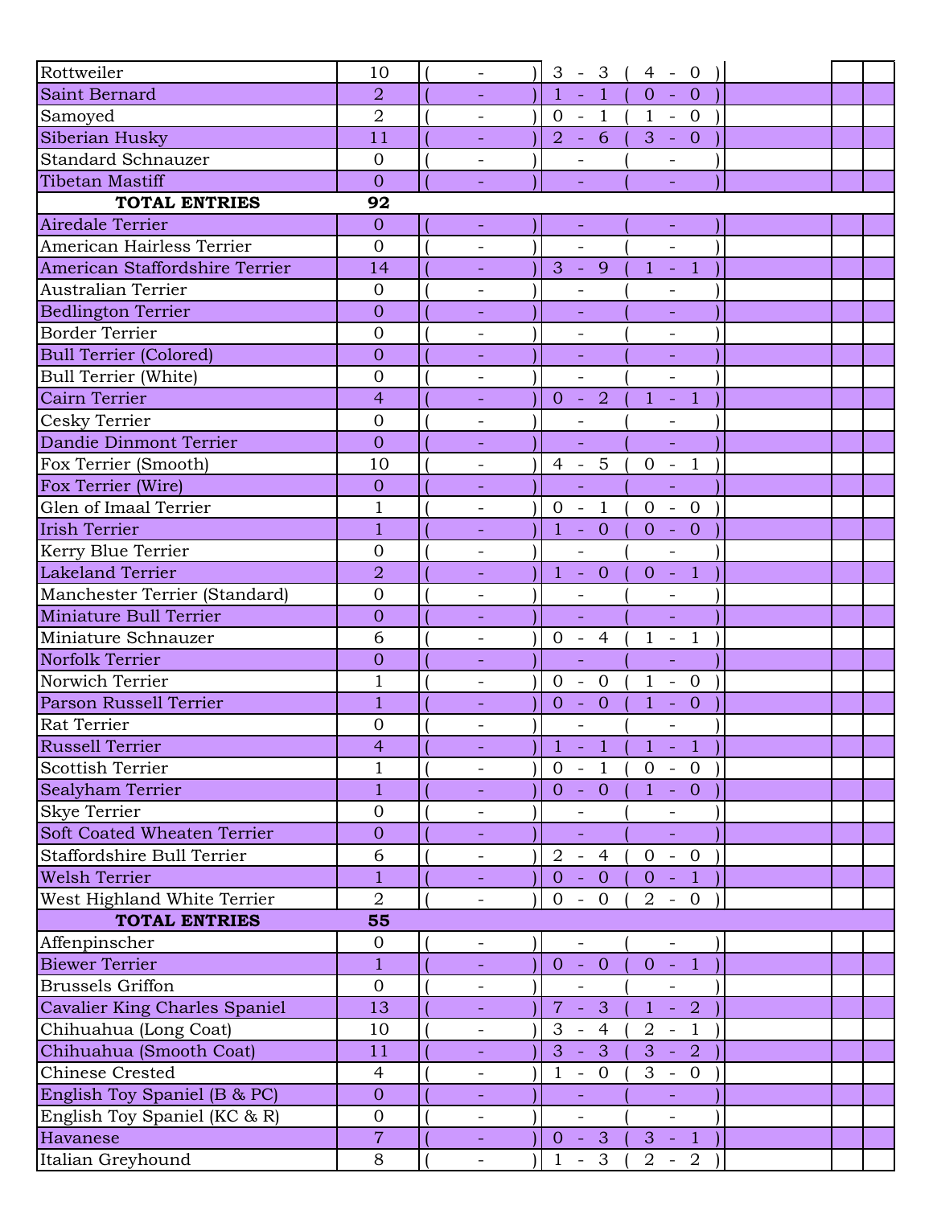| | | | | | |
|---|---|---|---|---|---|
| Rottweiler | 10 | ( - ) | 3 - 3 ( 4 - 0 ) | | |
| Saint Bernard | 2 | ( - ) | 1 - 1 ( 0 - 0 ) | | |
| Samoyed | 2 | ( - ) | 0 - 1 ( 1 - 0 ) | | |
| Siberian Husky | 11 | ( - ) | 2 - 6 ( 3 - 0 ) | | |
| Standard Schnauzer | 0 | ( - ) | - ( - ) | | |
| Tibetan Mastiff | 0 | ( - ) | - ( - ) | | |
| **TOTAL ENTRIES** | **92** | | | | |
| Airedale Terrier | 0 | ( - ) | - ( - ) | | |
| American Hairless Terrier | 0 | ( - ) | - ( - ) | | |
| American Staffordshire Terrier | 14 | ( - ) | 3 - 9 ( 1 - 1 ) | | |
| Australian Terrier | 0 | ( - ) | - ( - ) | | |
| Bedlington Terrier | 0 | ( - ) | - ( - ) | | |
| Border Terrier | 0 | ( - ) | - ( - ) | | |
| Bull Terrier (Colored) | 0 | ( - ) | - ( - ) | | |
| Bull Terrier (White) | 0 | ( - ) | - ( - ) | | |
| Cairn Terrier | 4 | ( - ) | 0 - 2 ( 1 - 1 ) | | |
| Cesky Terrier | 0 | ( - ) | - ( - ) | | |
| Dandie Dinmont Terrier | 0 | ( - ) | - ( - ) | | |
| Fox Terrier (Smooth) | 10 | ( - ) | 4 - 5 ( 0 - 1 ) | | |
| Fox Terrier (Wire) | 0 | ( - ) | - ( - ) | | |
| Glen of Imaal Terrier | 1 | ( - ) | 0 - 1 ( 0 - 0 ) | | |
| Irish Terrier | 1 | ( - ) | 1 - 0 ( 0 - 0 ) | | |
| Kerry Blue Terrier | 0 | ( - ) | - ( - ) | | |
| Lakeland Terrier | 2 | ( - ) | 1 - 0 ( 0 - 1 ) | | |
| Manchester Terrier (Standard) | 0 | ( - ) | - ( - ) | | |
| Miniature Bull Terrier | 0 | ( - ) | - ( - ) | | |
| Miniature Schnauzer | 6 | ( - ) | 0 - 4 ( 1 - 1 ) | | |
| Norfolk Terrier | 0 | ( - ) | - ( - ) | | |
| Norwich Terrier | 1 | ( - ) | 0 - 0 ( 1 - 0 ) | | |
| Parson Russell Terrier | 1 | ( - ) | 0 - 0 ( 1 - 0 ) | | |
| Rat Terrier | 0 | ( - ) | - ( - ) | | |
| Russell Terrier | 4 | ( - ) | 1 - 1 ( 1 - 1 ) | | |
| Scottish Terrier | 1 | ( - ) | 0 - 1 ( 0 - 0 ) | | |
| Sealyham Terrier | 1 | ( - ) | 0 - 0 ( 1 - 0 ) | | |
| Skye Terrier | 0 | ( - ) | - ( - ) | | |
| Soft Coated Wheaten Terrier | 0 | ( - ) | - ( - ) | | |
| Staffordshire Bull Terrier | 6 | ( - ) | 2 - 4 ( 0 - 0 ) | | |
| Welsh Terrier | 1 | ( - ) | 0 - 0 ( 0 - 1 ) | | |
| West Highland White Terrier | 2 | ( - ) | 0 - 0 ( 2 - 0 ) | | |
| **TOTAL ENTRIES** | **55** | | | | |
| Affenpinscher | 0 | ( - ) | - ( - ) | | |
| Biewer Terrier | 1 | ( - ) | 0 - 0 ( 0 - 1 ) | | |
| Brussels Griffon | 0 | ( - ) | - ( - ) | | |
| Cavalier King Charles Spaniel | 13 | ( - ) | 7 - 3 ( 1 - 2 ) | | |
| Chihuahua (Long Coat) | 10 | ( - ) | 3 - 4 ( 2 - 1 ) | | |
| Chihuahua (Smooth Coat) | 11 | ( - ) | 3 - 3 ( 3 - 2 ) | | |
| Chinese Crested | 4 | ( - ) | 1 - 0 ( 3 - 0 ) | | |
| English Toy Spaniel (B & PC) | 0 | ( - ) | - ( - ) | | |
| English Toy Spaniel (KC & R) | 0 | ( - ) | - ( - ) | | |
| Havanese | 7 | ( - ) | 0 - 3 ( 3 - 1 ) | | |
| Italian Greyhound | 8 | ( - ) | 1 - 3 ( 2 - 2 ) | | |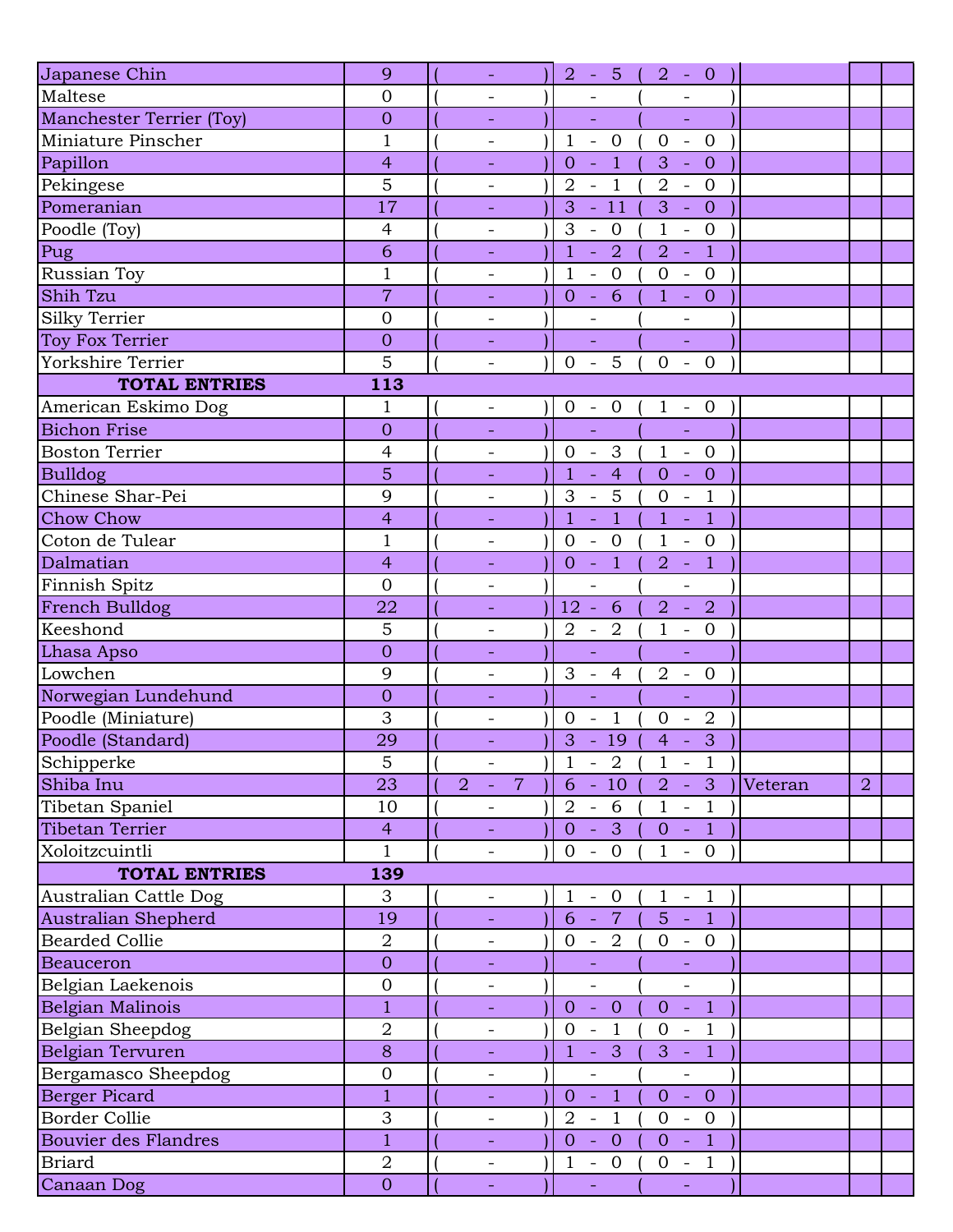| Breed | Entries | Class | Class | Count |
|---|---|---|---|---|
| Japanese Chin | 9 | ( - ) | 2 - 5 ( 2 - 0 ) | | |
| Maltese | 0 | ( - ) | - ( - ) | | |
| Manchester Terrier (Toy) | 0 | ( - ) | - ( - ) | | |
| Miniature Pinscher | 1 | ( - ) | 1 - 0 ( 0 - 0 ) | | |
| Papillon | 4 | ( - ) | 0 - 1 ( 3 - 0 ) | | |
| Pekingese | 5 | ( - ) | 2 - 1 ( 2 - 0 ) | | |
| Pomeranian | 17 | ( - ) | 3 - 11 ( 3 - 0 ) | | |
| Poodle (Toy) | 4 | ( - ) | 3 - 0 ( 1 - 0 ) | | |
| Pug | 6 | ( - ) | 1 - 2 ( 2 - 1 ) | | |
| Russian Toy | 1 | ( - ) | 1 - 0 ( 0 - 0 ) | | |
| Shih Tzu | 7 | ( - ) | 0 - 6 ( 1 - 0 ) | | |
| Silky Terrier | 0 | ( - ) | - ( - ) | | |
| Toy Fox Terrier | 0 | ( - ) | - ( - ) | | |
| Yorkshire Terrier | 5 | ( - ) | 0 - 5 ( 0 - 0 ) | | |
| **TOTAL ENTRIES** | **113** | | | | |
| American Eskimo Dog | 1 | ( - ) | 0 - 0 ( 1 - 0 ) | | |
| Bichon Frise | 0 | ( - ) | - ( - ) | | |
| Boston Terrier | 4 | ( - ) | 0 - 3 ( 1 - 0 ) | | |
| Bulldog | 5 | ( - ) | 1 - 4 ( 0 - 0 ) | | |
| Chinese Shar-Pei | 9 | ( - ) | 3 - 5 ( 0 - 1 ) | | |
| Chow Chow | 4 | ( - ) | 1 - 1 ( 1 - 1 ) | | |
| Coton de Tulear | 1 | ( - ) | 0 - 0 ( 1 - 0 ) | | |
| Dalmatian | 4 | ( - ) | 0 - 1 ( 2 - 1 ) | | |
| Finnish Spitz | 0 | ( - ) | - ( - ) | | |
| French Bulldog | 22 | ( - ) | 12 - 6 ( 2 - 2 ) | | |
| Keeshond | 5 | ( - ) | 2 - 2 ( 1 - 0 ) | | |
| Lhasa Apso | 0 | ( - ) | - ( - ) | | |
| Lowchen | 9 | ( - ) | 3 - 4 ( 2 - 0 ) | | |
| Norwegian Lundehund | 0 | ( - ) | - ( - ) | | |
| Poodle (Miniature) | 3 | ( - ) | 0 - 1 ( 0 - 2 ) | | |
| Poodle (Standard) | 29 | ( - ) | 3 - 19 ( 4 - 3 ) | | |
| Schipperke | 5 | ( - ) | 1 - 2 ( 1 - 1 ) | | |
| Shiba Inu | 23 | ( 2 - 7 ) | 6 - 10 ( 2 - 3 ) | Veteran | 2 |
| Tibetan Spaniel | 10 | ( - ) | 2 - 6 ( 1 - 1 ) | | |
| Tibetan Terrier | 4 | ( - ) | 0 - 3 ( 0 - 1 ) | | |
| Xoloitzcuintli | 1 | ( - ) | 0 - 0 ( 1 - 0 ) | | |
| **TOTAL ENTRIES** | **139** | | | | |
| Australian Cattle Dog | 3 | ( - ) | 1 - 0 ( 1 - 1 ) | | |
| Australian Shepherd | 19 | ( - ) | 6 - 7 ( 5 - 1 ) | | |
| Bearded Collie | 2 | ( - ) | 0 - 2 ( 0 - 0 ) | | |
| Beauceron | 0 | ( - ) | - ( - ) | | |
| Belgian Laekenois | 0 | ( - ) | - ( - ) | | |
| Belgian Malinois | 1 | ( - ) | 0 - 0 ( 0 - 1 ) | | |
| Belgian Sheepdog | 2 | ( - ) | 0 - 1 ( 0 - 1 ) | | |
| Belgian Tervuren | 8 | ( - ) | 1 - 3 ( 3 - 1 ) | | |
| Bergamasco Sheepdog | 0 | ( - ) | - ( - ) | | |
| Berger Picard | 1 | ( - ) | 0 - 1 ( 0 - 0 ) | | |
| Border Collie | 3 | ( - ) | 2 - 1 ( 0 - 0 ) | | |
| Bouvier des Flandres | 1 | ( - ) | 0 - 0 ( 0 - 1 ) | | |
| Briard | 2 | ( - ) | 1 - 0 ( 0 - 1 ) | | |
| Canaan Dog | 0 | ( - ) | - ( - ) | | |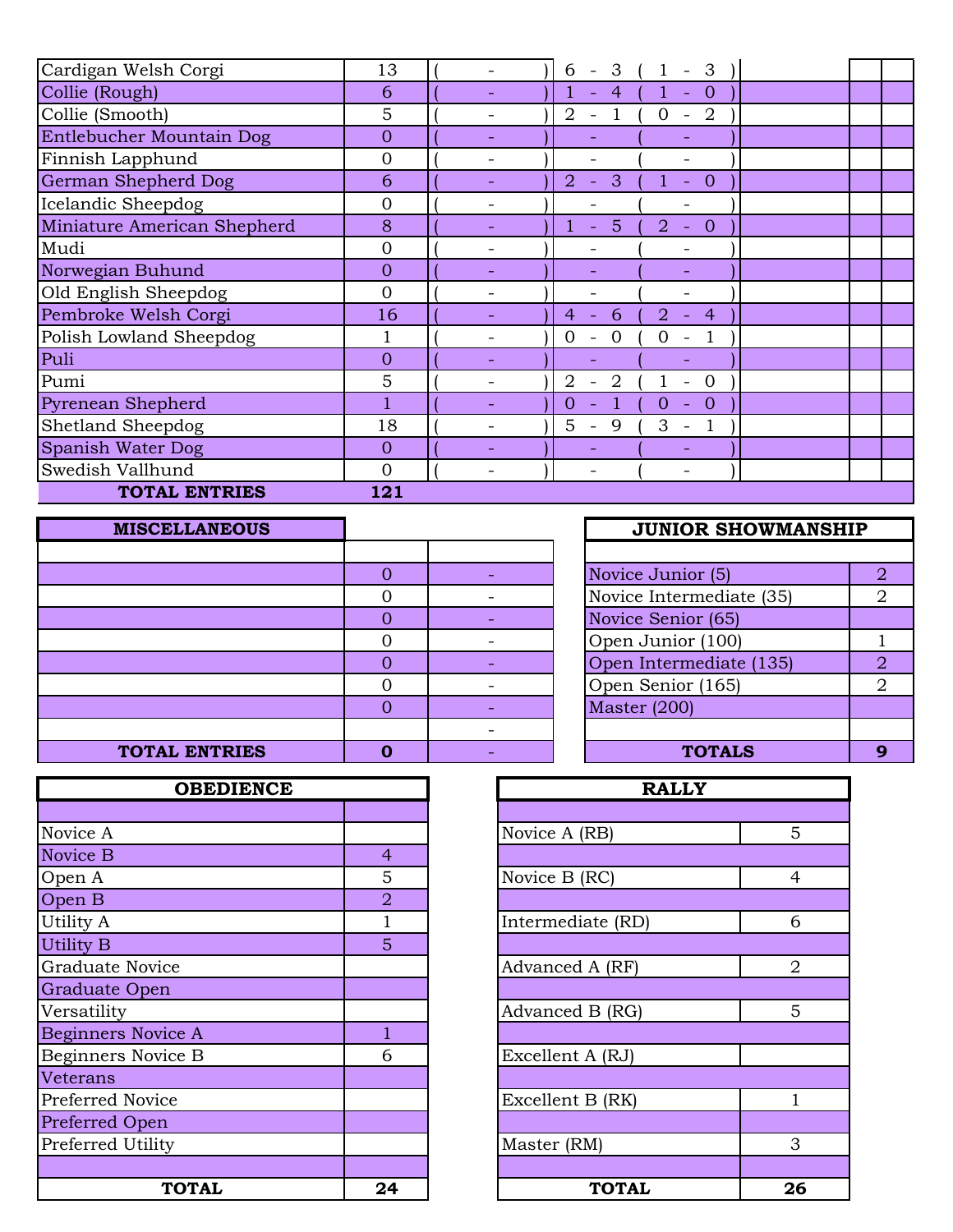| Breed | Entries | ( - ) | | | |
|---|---|---|---|---|---|
| Cardigan Welsh Corgi | 13 | ( - ) | 6 - 3 ( 1 - 3 ) | | |
| Collie (Rough) | 6 | ( - ) | 1 - 4 ( 1 - 0 ) | | |
| Collie (Smooth) | 5 | ( - ) | 2 - 1 ( 0 - 2 ) | | |
| Entlebucher Mountain Dog | 0 | ( - ) | - ( - ) | | |
| Finnish Lapphund | 0 | ( - ) | - ( - ) | | |
| German Shepherd Dog | 6 | ( - ) | 2 - 3 ( 1 - 0 ) | | |
| Icelandic Sheepdog | 0 | ( - ) | - ( - ) | | |
| Miniature American Shepherd | 8 | ( - ) | 1 - 5 ( 2 - 0 ) | | |
| Mudi | 0 | ( - ) | - ( - ) | | |
| Norwegian Buhund | 0 | ( - ) | - ( - ) | | |
| Old English Sheepdog | 0 | ( - ) | - ( - ) | | |
| Pembroke Welsh Corgi | 16 | ( - ) | 4 - 6 ( 2 - 4 ) | | |
| Polish Lowland Sheepdog | 1 | ( - ) | 0 - 0 ( 0 - 1 ) | | |
| Puli | 0 | ( - ) | - ( - ) | | |
| Pumi | 5 | ( - ) | 2 - 2 ( 1 - 0 ) | | |
| Pyrenean Shepherd | 1 | ( - ) | 0 - 1 ( 0 - 0 ) | | |
| Shetland Sheepdog | 18 | ( - ) | 5 - 9 ( 3 - 1 ) | | |
| Spanish Water Dog | 0 | ( - ) | - ( - ) | | |
| Swedish Vallhund | 0 | ( - ) | - ( - ) | | |
| **TOTAL ENTRIES** | **121** | | | | |

| MISCELLANEOUS | | |
|---|---|---|
| | | |
| | 0 | - |
| | 0 | - |
| | 0 | - |
| | 0 | - |
| | 0 | - |
| | 0 | - |
| | 0 | - |
| | | - |
| **TOTAL ENTRIES** | **0** | - |

| JUNIOR SHOWMANSHIP | |
|---|---|
| | |
| Novice Junior (5) | 2 |
| Novice Intermediate (35) | 2 |
| Novice Senior (65) | |
| Open Junior (100) | 1 |
| Open Intermediate (135) | 2 |
| Open Senior (165) | 2 |
| Master (200) | |
| | |
| **TOTALS** | **9** |

| OBEDIENCE | |
|---|---|
| | |
| Novice A | |
| Novice B | 4 |
| Open A | 5 |
| Open B | 2 |
| Utility A | 1 |
| Utility B | 5 |
| Graduate Novice | |
| Graduate Open | |
| Versatility | |
| Beginners Novice A | 1 |
| Beginners Novice B | 6 |
| Veterans | |
| Preferred Novice | |
| Preferred Open | |
| Preferred Utility | |
| | |
| **TOTAL** | **24** |

| RALLY | |
|---|---|
| | |
| Novice A (RB) | 5 |
| | |
| Novice B (RC) | 4 |
| | |
| Intermediate (RD) | 6 |
| | |
| Advanced A (RF) | 2 |
| | |
| Advanced B (RG) | 5 |
| | |
| Excellent A (RJ) | |
| | |
| Excellent B (RK) | 1 |
| | |
| Master (RM) | 3 |
| | |
| **TOTAL** | **26** |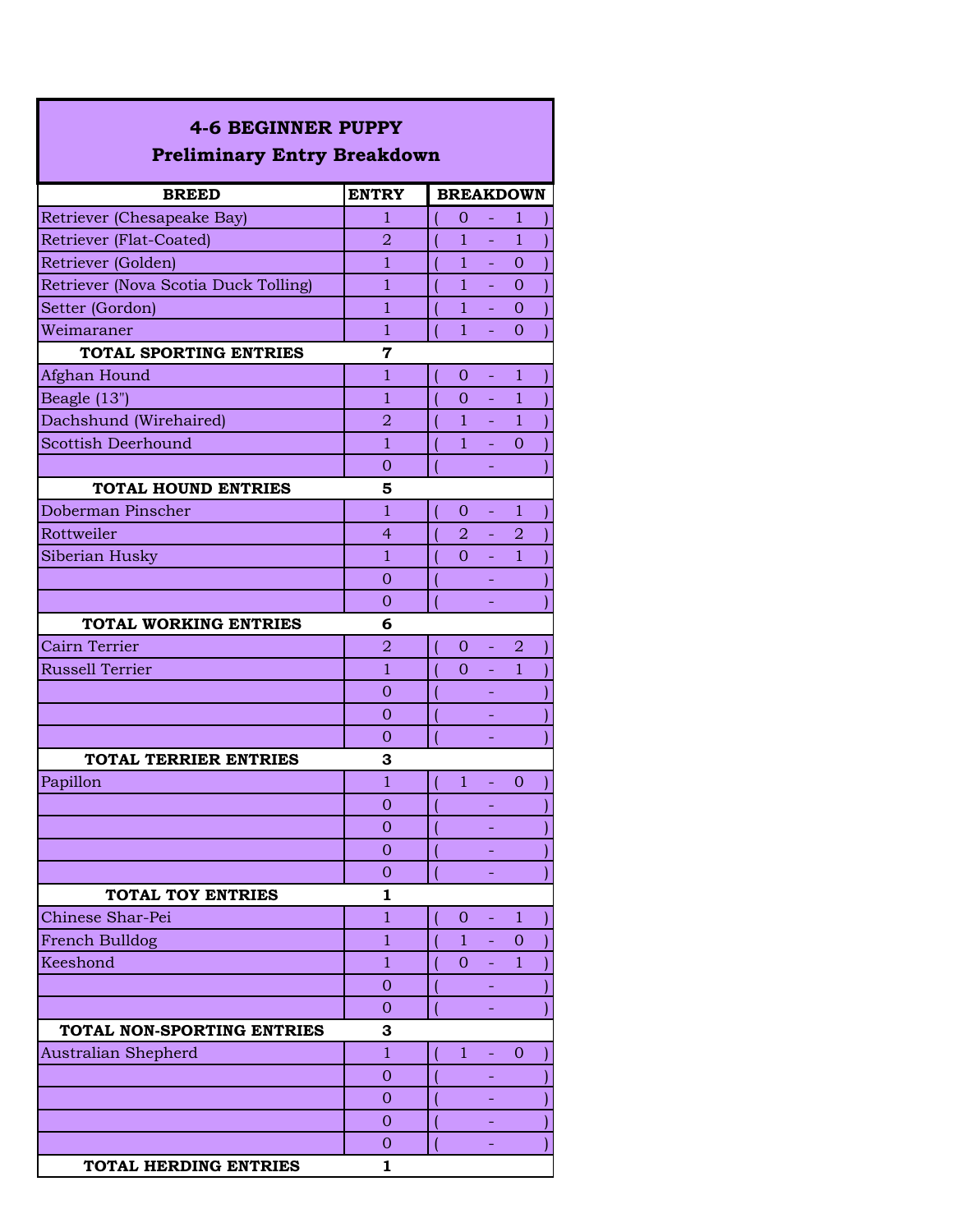## 4-6 BEGINNER PUPPY
### Preliminary Entry Breakdown

| BREED | ENTRY | BREAKDOWN |
|---|---|---|
| Retriever (Chesapeake Bay) | 1 | ( 0 - 1 ) |
| Retriever (Flat-Coated) | 2 | ( 1 - 1 ) |
| Retriever (Golden) | 1 | ( 1 - 0 ) |
| Retriever (Nova Scotia Duck Tolling) | 1 | ( 1 - 0 ) |
| Setter (Gordon) | 1 | ( 1 - 0 ) |
| Weimaraner | 1 | ( 1 - 0 ) |
| **TOTAL SPORTING ENTRIES** | **7** | |
| Afghan Hound | 1 | ( 0 - 1 ) |
| Beagle (13") | 1 | ( 0 - 1 ) |
| Dachshund (Wirehaired) | 2 | ( 1 - 1 ) |
| Scottish Deerhound | 1 | ( 1 - 0 ) |
| | 0 | ( - ) |
| **TOTAL HOUND ENTRIES** | **5** | |
| Doberman Pinscher | 1 | ( 0 - 1 ) |
| Rottweiler | 4 | ( 2 - 2 ) |
| Siberian Husky | 1 | ( 0 - 1 ) |
| | 0 | ( - ) |
| | 0 | ( - ) |
| **TOTAL WORKING ENTRIES** | **6** | |
| Cairn Terrier | 2 | ( 0 - 2 ) |
| Russell Terrier | 1 | ( 0 - 1 ) |
| | 0 | ( - ) |
| | 0 | ( - ) |
| | 0 | ( - ) |
| **TOTAL TERRIER ENTRIES** | **3** | |
| Papillon | 1 | ( 1 - 0 ) |
| | 0 | ( - ) |
| | 0 | ( - ) |
| | 0 | ( - ) |
| | 0 | ( - ) |
| **TOTAL TOY ENTRIES** | **1** | |
| Chinese Shar-Pei | 1 | ( 0 - 1 ) |
| French Bulldog | 1 | ( 1 - 0 ) |
| Keeshond | 1 | ( 0 - 1 ) |
| | 0 | ( - ) |
| | 0 | ( - ) |
| **TOTAL NON-SPORTING ENTRIES** | **3** | |
| Australian Shepherd | 1 | ( 1 - 0 ) |
| | 0 | ( - ) |
| | 0 | ( - ) |
| | 0 | ( - ) |
| | 0 | ( - ) |
| **TOTAL HERDING ENTRIES** | **1** | |